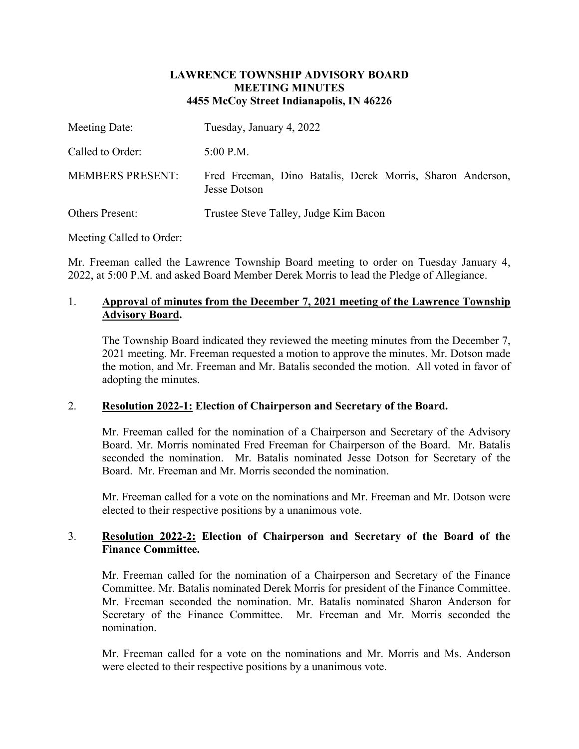**LAWRENCE TOWNSHIP ADVISORY BOARD**
**MEETING MINUTES**
**4455 McCoy Street Indianapolis, IN 46226**

| | |
|---|---|
| Meeting Date: | Tuesday, January 4, 2022 |
| Called to Order: | 5:00 P.M. |
| MEMBERS PRESENT: | Fred Freeman, Dino Batalis, Derek Morris, Sharon Anderson, Jesse Dotson |
| Others Present: | Trustee Steve Talley, Judge Kim Bacon |

Meeting Called to Order:

Mr. Freeman called the Lawrence Township Board meeting to order on Tuesday January 4, 2022, at 5:00 P.M. and asked Board Member Derek Morris to lead the Pledge of Allegiance.

1. **Approval of minutes from the December 7, 2021 meeting of the Lawrence Township Advisory Board.**

   The Township Board indicated they reviewed the meeting minutes from the December 7, 2021 meeting. Mr. Freeman requested a motion to approve the minutes. Mr. Dotson made the motion, and Mr. Freeman and Mr. Batalis seconded the motion. All voted in favor of adopting the minutes.

2. **Resolution 2022-1: Election of Chairperson and Secretary of the Board.**

   Mr. Freeman called for the nomination of a Chairperson and Secretary of the Advisory Board. Mr. Morris nominated Fred Freeman for Chairperson of the Board. Mr. Batalis seconded the nomination. Mr. Batalis nominated Jesse Dotson for Secretary of the Board. Mr. Freeman and Mr. Morris seconded the nomination.

   Mr. Freeman called for a vote on the nominations and Mr. Freeman and Mr. Dotson were elected to their respective positions by a unanimous vote.

3. **Resolution 2022-2: Election of Chairperson and Secretary of the Board of the Finance Committee.**

   Mr. Freeman called for the nomination of a Chairperson and Secretary of the Finance Committee. Mr. Batalis nominated Derek Morris for president of the Finance Committee. Mr. Freeman seconded the nomination. Mr. Batalis nominated Sharon Anderson for Secretary of the Finance Committee. Mr. Freeman and Mr. Morris seconded the nomination.

   Mr. Freeman called for a vote on the nominations and Mr. Morris and Ms. Anderson were elected to their respective positions by a unanimous vote.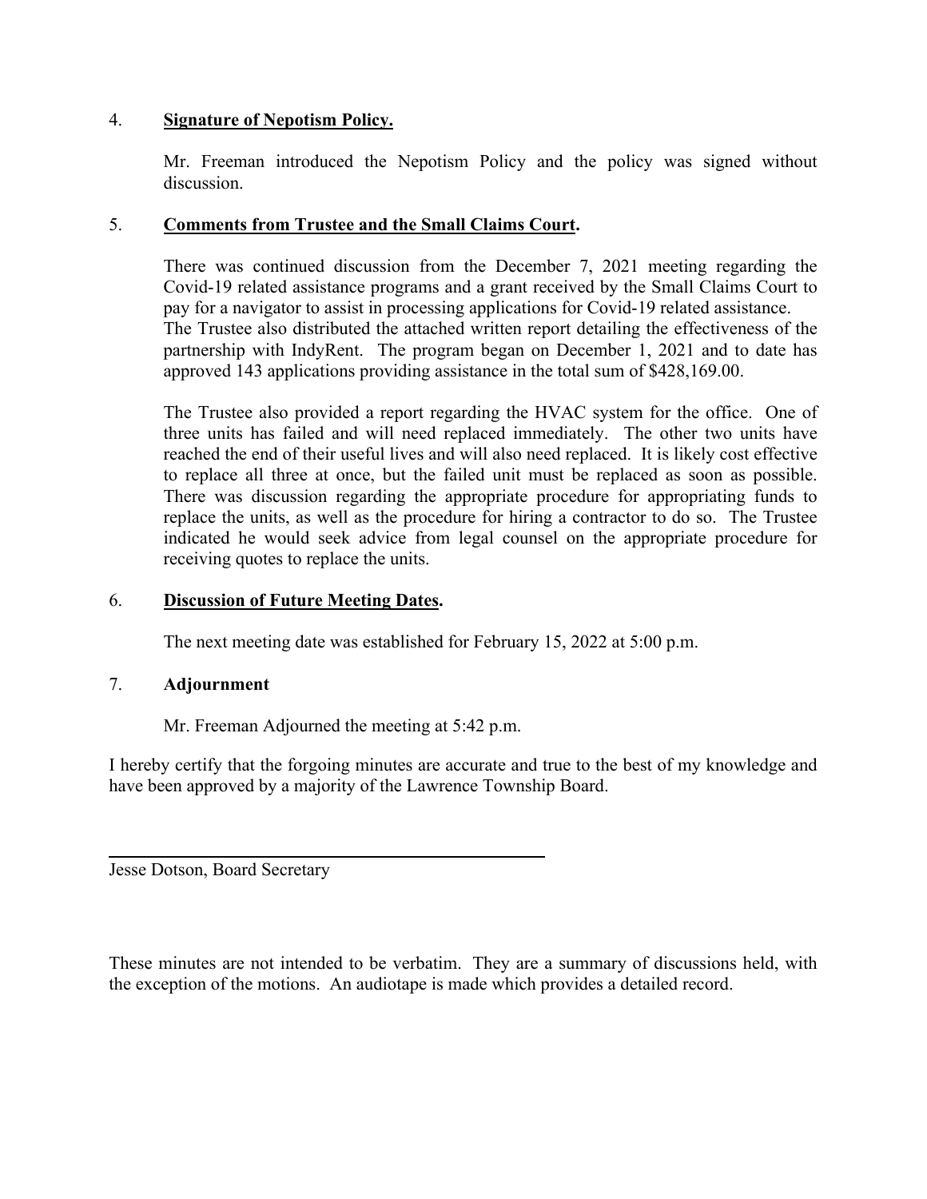4. **Signature of Nepotism Policy.**

   Mr. Freeman introduced the Nepotism Policy and the policy was signed without discussion.

5. **Comments from Trustee and the Small Claims Court.**

   There was continued discussion from the December 7, 2021 meeting regarding the Covid-19 related assistance programs and a grant received by the Small Claims Court to pay for a navigator to assist in processing applications for Covid-19 related assistance. The Trustee also distributed the attached written report detailing the effectiveness of the partnership with IndyRent. The program began on December 1, 2021 and to date has approved 143 applications providing assistance in the total sum of $428,169.00.

   The Trustee also provided a report regarding the HVAC system for the office. One of three units has failed and will need replaced immediately. The other two units have reached the end of their useful lives and will also need replaced. It is likely cost effective to replace all three at once, but the failed unit must be replaced as soon as possible. There was discussion regarding the appropriate procedure for appropriating funds to replace the units, as well as the procedure for hiring a contractor to do so. The Trustee indicated he would seek advice from legal counsel on the appropriate procedure for receiving quotes to replace the units.

6. **Discussion of Future Meeting Dates.**

   The next meeting date was established for February 15, 2022 at 5:00 p.m.

7. **Adjournment**

   Mr. Freeman Adjourned the meeting at 5:42 p.m.

I hereby certify that the forgoing minutes are accurate and true to the best of my knowledge and have been approved by a majority of the Lawrence Township Board.

\_\_\_\_\_\_\_\_\_\_\_\_\_\_\_\_\_\_\_\_\_\_\_\_\_\_\_\_\_\_\_\_\_\_\_\_\_\_\_\_

Jesse Dotson, Board Secretary

These minutes are not intended to be verbatim. They are a summary of discussions held, with the exception of the motions. An audiotape is made which provides a detailed record.